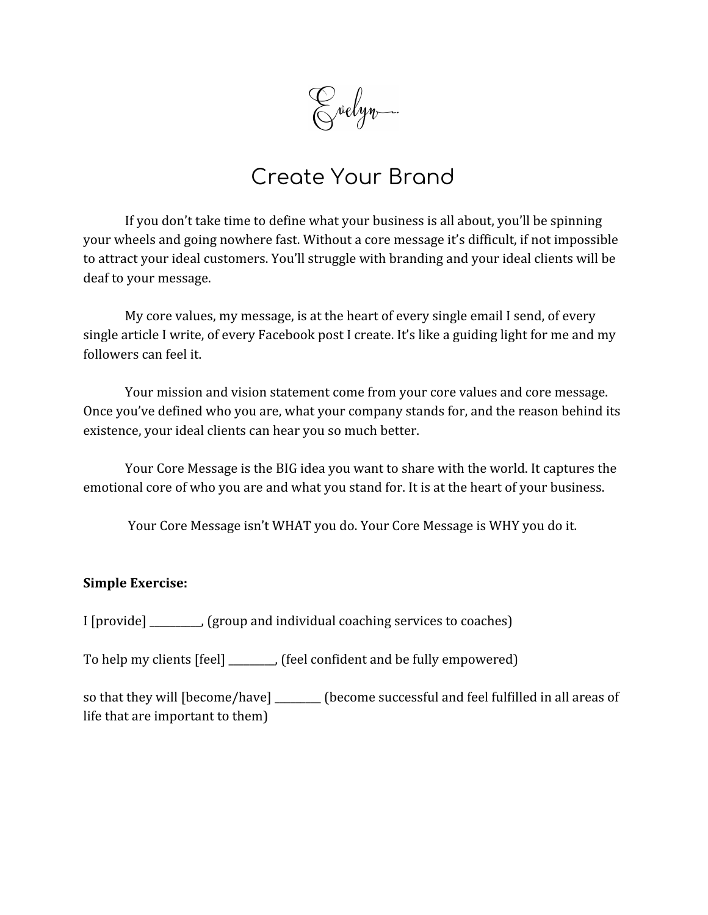Evelyn

# Create Your Brand

If you don't take time to define what your business is all about, you'll be spinning your wheels and going nowhere fast. Without a core message it's difficult, if not impossible to attract your ideal customers. You'll struggle with branding and your ideal clients will be deaf to your message.

My core values, my message, is at the heart of every single email I send, of every single article I write, of every Facebook post I create. It's like a guiding light for me and my followers can feel it.

Your mission and vision statement come from your core values and core message. Once you've defined who you are, what your company stands for, and the reason behind its existence, your ideal clients can hear you so much better.

Your Core Message is the BIG idea you want to share with the world. It captures the emotional core of who you are and what you stand for. It is at the heart of your business.

Your Core Message isn't WHAT you do. Your Core Message is WHY you do it.

**Simple Exercise:**

I [provide] __________, (group and individual coaching services to coaches)

To help my clients [feel] _________, (feel confident and be fully empowered)

so that they will [become/have] _________ (become successful and feel fulfilled in all areas of life that are important to them)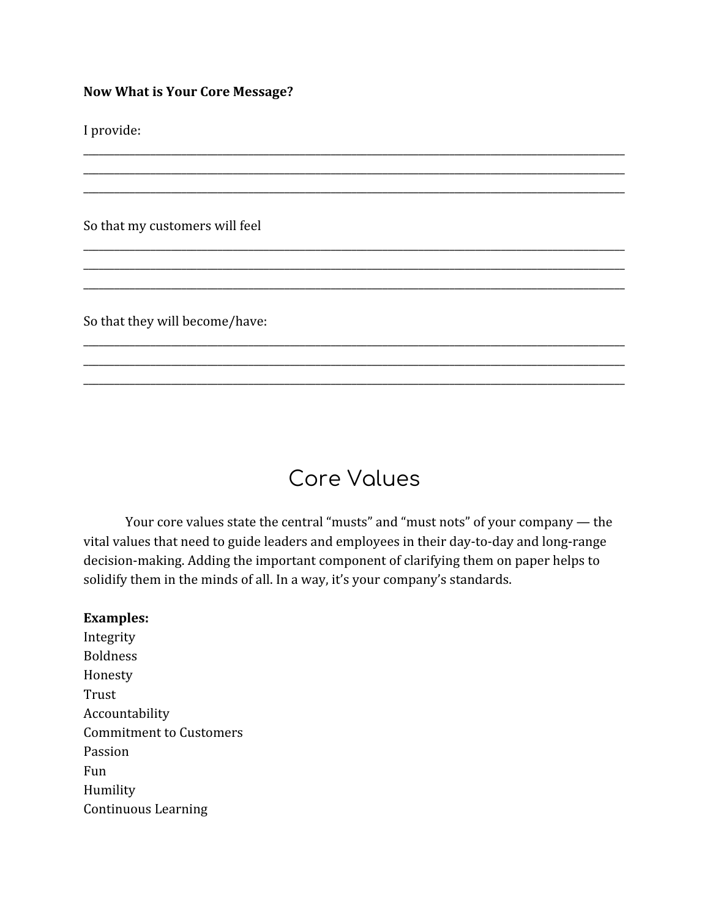**Now What is Your Core Message?**

I provide:

______________________________________________________________________________________________
______________________________________________________________________________________________
______________________________________________________________________________________________

So that my customers will feel

______________________________________________________________________________________________
______________________________________________________________________________________________
______________________________________________________________________________________________

So that they will become/have:

______________________________________________________________________________________________
______________________________________________________________________________________________
______________________________________________________________________________________________

# Core Values

Your core values state the central "musts" and "must nots" of your company — the vital values that need to guide leaders and employees in their day-to-day and long-range decision-making. Adding the important component of clarifying them on paper helps to solidify them in the minds of all. In a way, it's your company's standards.

**Examples:**

Integrity  
Boldness  
Honesty  
Trust  
Accountability  
Commitment to Customers  
Passion  
Fun  
Humility  
Continuous Learning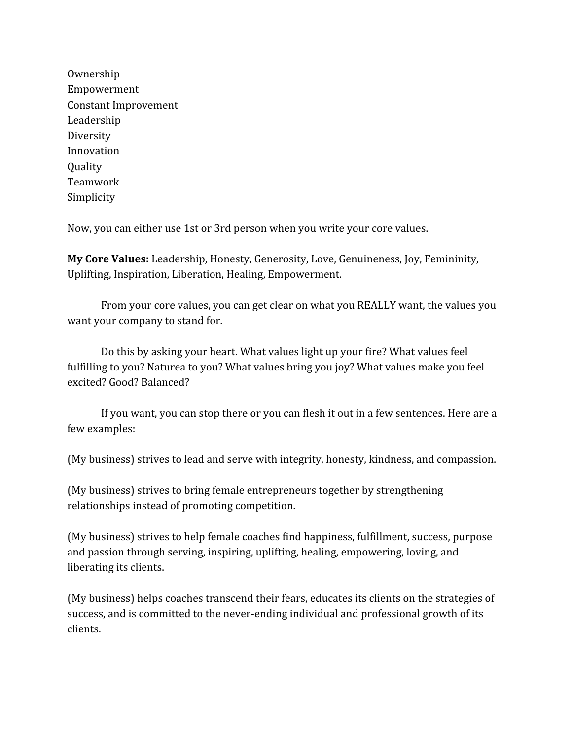Ownership
Empowerment
Constant Improvement
Leadership
Diversity
Innovation
Quality
Teamwork
Simplicity

Now, you can either use 1st or 3rd person when you write your core values.

**My Core Values:** Leadership, Honesty, Generosity, Love, Genuineness, Joy, Femininity, Uplifting, Inspiration, Liberation, Healing, Empowerment.

From your core values, you can get clear on what you REALLY want, the values you want your company to stand for.

Do this by asking your heart. What values light up your fire? What values feel fulfilling to you? Naturea to you? What values bring you joy? What values make you feel excited? Good? Balanced?

If you want, you can stop there or you can flesh it out in a few sentences. Here are a few examples:

(My business) strives to lead and serve with integrity, honesty, kindness, and compassion.

(My business) strives to bring female entrepreneurs together by strengthening relationships instead of promoting competition.

(My business) strives to help female coaches find happiness, fulfillment, success, purpose and passion through serving, inspiring, uplifting, healing, empowering, loving, and liberating its clients.

(My business) helps coaches transcend their fears, educates its clients on the strategies of success, and is committed to the never-ending individual and professional growth of its clients.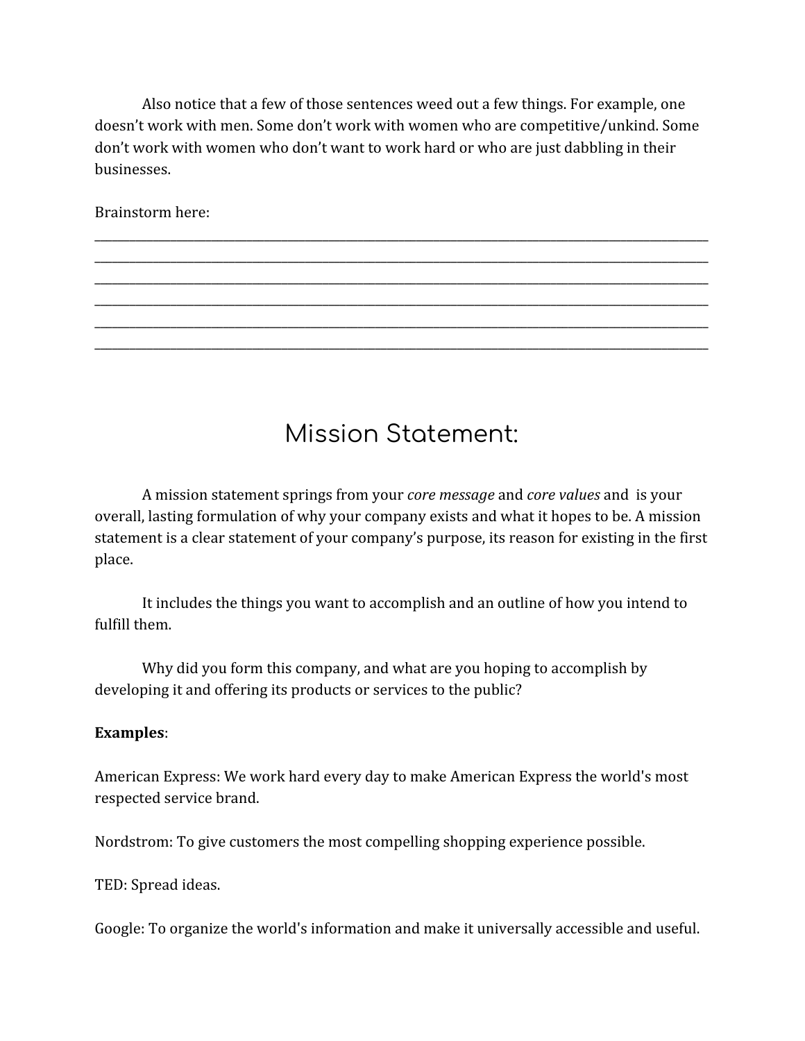Also notice that a few of those sentences weed out a few things. For example, one doesn't work with men. Some don't work with women who are competitive/unkind. Some don't work with women who don't want to work hard or who are just dabbling in their businesses.

Brainstorm here:

______________________________________________________________________________________________
______________________________________________________________________________________________
______________________________________________________________________________________________
______________________________________________________________________________________________
______________________________________________________________________________________________
______________________________________________________________________________________________

## Mission Statement:

A mission statement springs from your *core message* and *core values* and is your overall, lasting formulation of why your company exists and what it hopes to be. A mission statement is a clear statement of your company's purpose, its reason for existing in the first place.

It includes the things you want to accomplish and an outline of how you intend to fulfill them.

Why did you form this company, and what are you hoping to accomplish by developing it and offering its products or services to the public?

**Examples**:

American Express: We work hard every day to make American Express the world's most respected service brand.

Nordstrom: To give customers the most compelling shopping experience possible.

TED: Spread ideas.

Google: To organize the world's information and make it universally accessible and useful.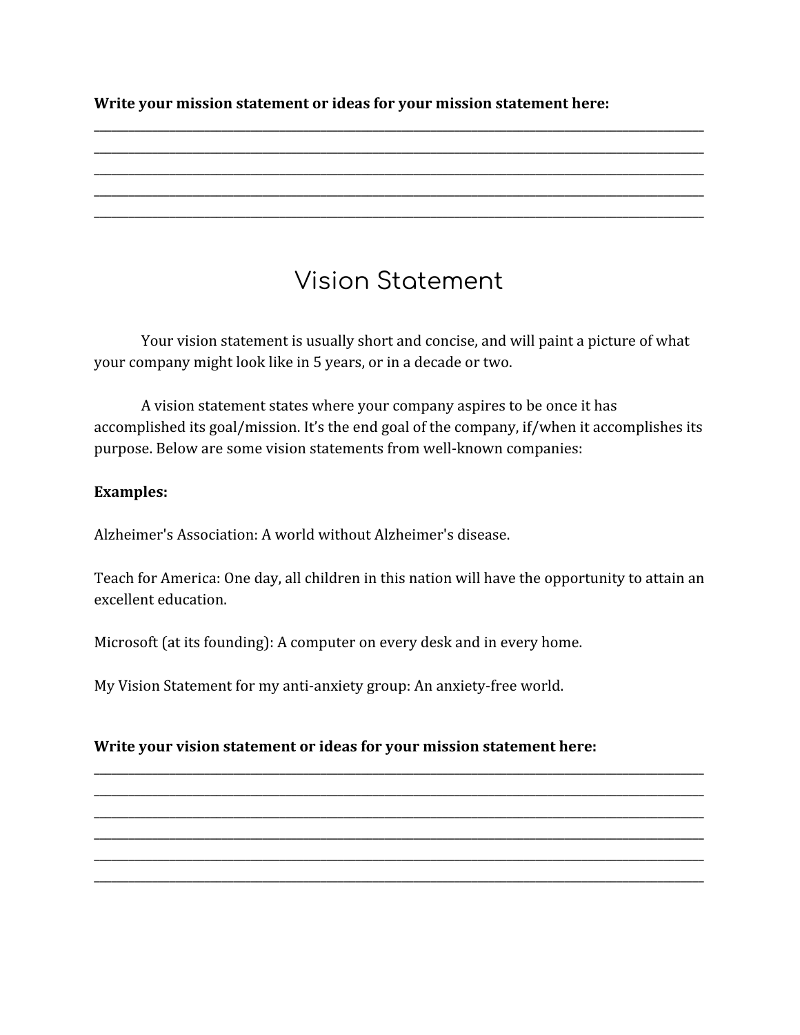**Write your mission statement or ideas for your mission statement here:**

_______________________________________________________________________________________________
_______________________________________________________________________________________________
_______________________________________________________________________________________________
_______________________________________________________________________________________________
_______________________________________________________________________________________________

# Vision Statement

Your vision statement is usually short and concise, and will paint a picture of what your company might look like in 5 years, or in a decade or two.

A vision statement states where your company aspires to be once it has accomplished its goal/mission. It's the end goal of the company, if/when it accomplishes its purpose. Below are some vision statements from well-known companies:

**Examples:**

Alzheimer's Association: A world without Alzheimer's disease.

Teach for America: One day, all children in this nation will have the opportunity to attain an excellent education.

Microsoft (at its founding): A computer on every desk and in every home.

My Vision Statement for my anti-anxiety group: An anxiety-free world.

**Write your vision statement or ideas for your mission statement here:**

_______________________________________________________________________________________________
_______________________________________________________________________________________________
_______________________________________________________________________________________________
_______________________________________________________________________________________________
_______________________________________________________________________________________________
_______________________________________________________________________________________________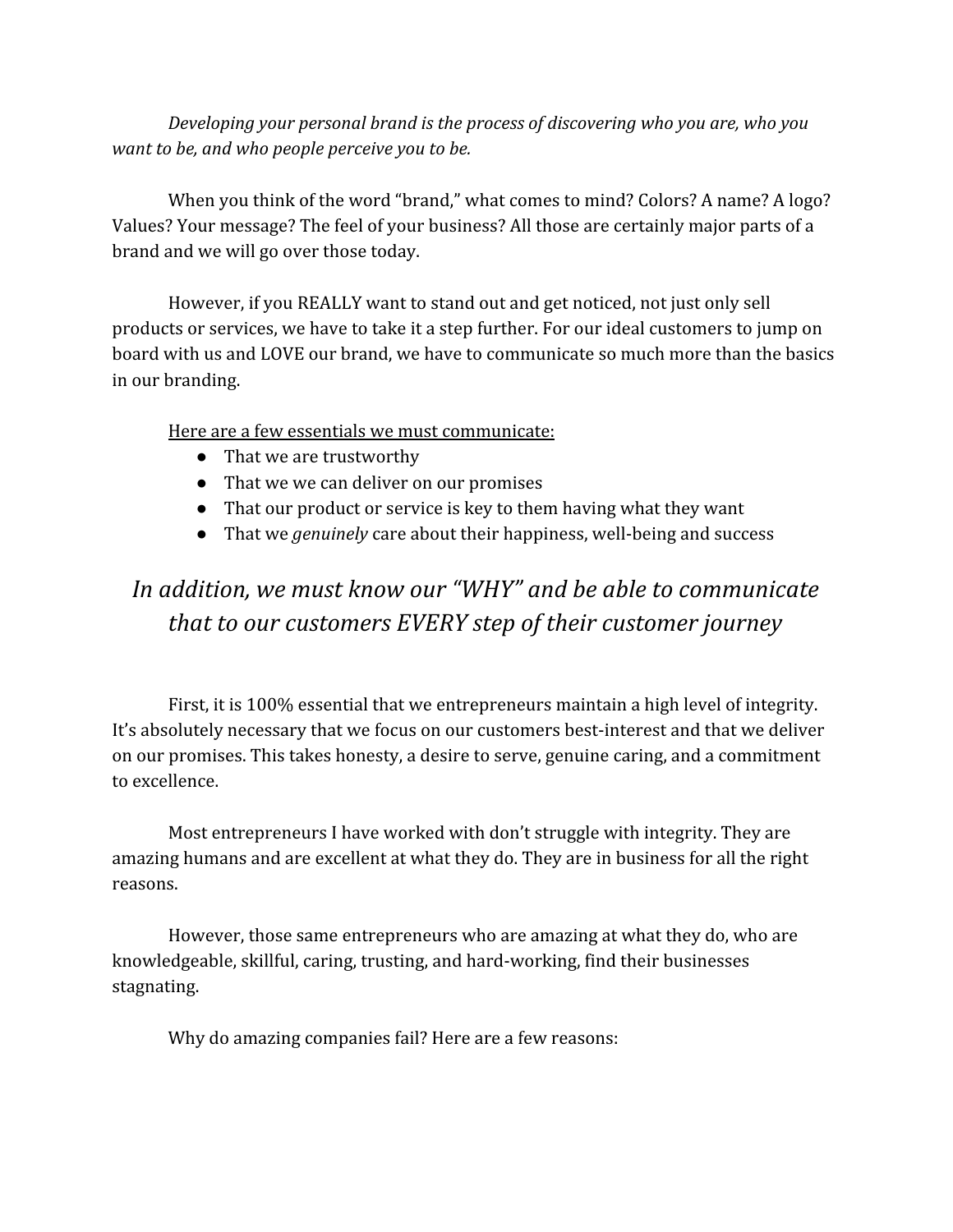*Developing your personal brand is the process of discovering who you are, who you want to be, and who people perceive you to be.*

When you think of the word "brand," what comes to mind? Colors? A name? A logo? Values? Your message? The feel of your business? All those are certainly major parts of a brand and we will go over those today.

However, if you REALLY want to stand out and get noticed, not just only sell products or services, we have to take it a step further. For our ideal customers to jump on board with us and LOVE our brand, we have to communicate so much more than the basics in our branding.

<u>Here are a few essentials we must communicate:</u>

- That we are trustworthy
- That we we can deliver on our promises
- That our product or service is key to them having what they want
- That we *genuinely* care about their happiness, well-being and success

## *In addition, we must know our "WHY" and be able to communicate that to our customers EVERY step of their customer journey*

First, it is 100% essential that we entrepreneurs maintain a high level of integrity. It's absolutely necessary that we focus on our customers best-interest and that we deliver on our promises. This takes honesty, a desire to serve, genuine caring, and a commitment to excellence.

Most entrepreneurs I have worked with don't struggle with integrity. They are amazing humans and are excellent at what they do. They are in business for all the right reasons.

However, those same entrepreneurs who are amazing at what they do, who are knowledgeable, skillful, caring, trusting, and hard-working, find their businesses stagnating.

Why do amazing companies fail? Here are a few reasons: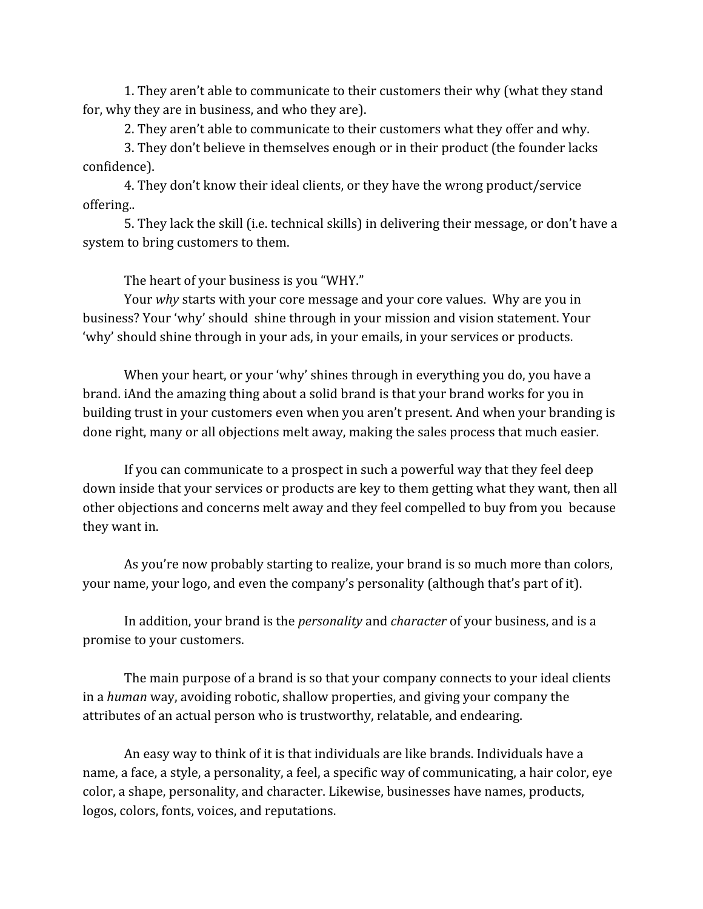1. They aren't able to communicate to their customers their why (what they stand for, why they are in business, and who they are).
2. They aren't able to communicate to their customers what they offer and why.
3. They don't believe in themselves enough or in their product (the founder lacks confidence).
4. They don't know their ideal clients, or they have the wrong product/service offering..
5. They lack the skill (i.e. technical skills) in delivering their message, or don't have a system to bring customers to them.

The heart of your business is you "WHY."

Your *why* starts with your core message and your core values. Why are you in business? Your 'why' should shine through in your mission and vision statement. Your 'why' should shine through in your ads, in your emails, in your services or products.

When your heart, or your 'why' shines through in everything you do, you have a brand. iAnd the amazing thing about a solid brand is that your brand works for you in building trust in your customers even when you aren't present. And when your branding is done right, many or all objections melt away, making the sales process that much easier.

If you can communicate to a prospect in such a powerful way that they feel deep down inside that your services or products are key to them getting what they want, then all other objections and concerns melt away and they feel compelled to buy from you because they want in.

As you're now probably starting to realize, your brand is so much more than colors, your name, your logo, and even the company's personality (although that's part of it).

In addition, your brand is the *personality* and *character* of your business, and is a promise to your customers.

The main purpose of a brand is so that your company connects to your ideal clients in a *human* way, avoiding robotic, shallow properties, and giving your company the attributes of an actual person who is trustworthy, relatable, and endearing.

An easy way to think of it is that individuals are like brands. Individuals have a name, a face, a style, a personality, a feel, a specific way of communicating, a hair color, eye color, a shape, personality, and character. Likewise, businesses have names, products, logos, colors, fonts, voices, and reputations.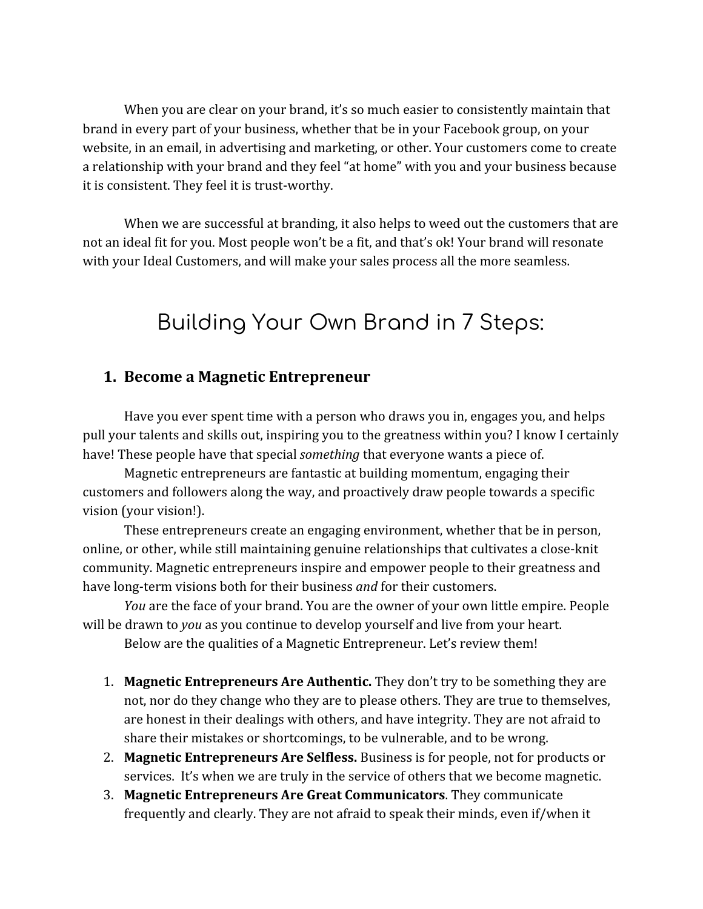When you are clear on your brand, it's so much easier to consistently maintain that brand in every part of your business, whether that be in your Facebook group, on your website, in an email, in advertising and marketing, or other. Your customers come to create a relationship with your brand and they feel "at home" with you and your business because it is consistent. They feel it is trust-worthy.

When we are successful at branding, it also helps to weed out the customers that are not an ideal fit for you. Most people won't be a fit, and that's ok! Your brand will resonate with your Ideal Customers, and will make your sales process all the more seamless.

# Building Your Own Brand in 7 Steps:

## 1. Become a Magnetic Entrepreneur

Have you ever spent time with a person who draws you in, engages you, and helps pull your talents and skills out, inspiring you to the greatness within you? I know I certainly have! These people have that special *something* that everyone wants a piece of.

Magnetic entrepreneurs are fantastic at building momentum, engaging their customers and followers along the way, and proactively draw people towards a specific vision (your vision!).

These entrepreneurs create an engaging environment, whether that be in person, online, or other, while still maintaining genuine relationships that cultivates a close-knit community. Magnetic entrepreneurs inspire and empower people to their greatness and have long-term visions both for their business *and* for their customers.

*You* are the face of your brand. You are the owner of your own little empire. People will be drawn to *you* as you continue to develop yourself and live from your heart.

Below are the qualities of a Magnetic Entrepreneur. Let's review them!

1. **Magnetic Entrepreneurs Are Authentic.** They don't try to be something they are not, nor do they change who they are to please others. They are true to themselves, are honest in their dealings with others, and have integrity. They are not afraid to share their mistakes or shortcomings, to be vulnerable, and to be wrong.
2. **Magnetic Entrepreneurs Are Selfless.** Business is for people, not for products or services. It's when we are truly in the service of others that we become magnetic.
3. **Magnetic Entrepreneurs Are Great Communicators**. They communicate frequently and clearly. They are not afraid to speak their minds, even if/when it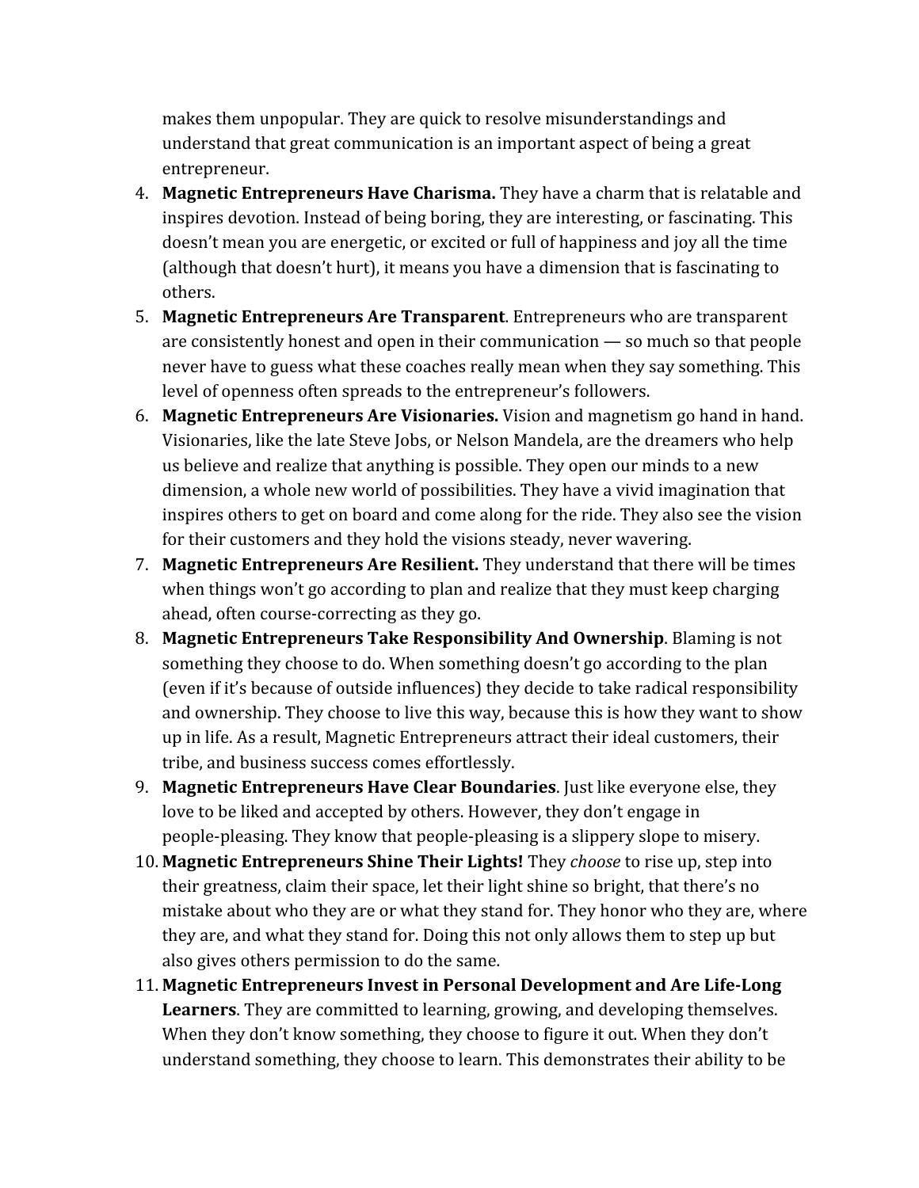makes them unpopular. They are quick to resolve misunderstandings and understand that great communication is an important aspect of being a great entrepreneur.

4. **Magnetic Entrepreneurs Have Charisma.** They have a charm that is relatable and inspires devotion. Instead of being boring, they are interesting, or fascinating. This doesn't mean you are energetic, or excited or full of happiness and joy all the time (although that doesn't hurt), it means you have a dimension that is fascinating to others.
5. **Magnetic Entrepreneurs Are Transparent**. Entrepreneurs who are transparent are consistently honest and open in their communication — so much so that people never have to guess what these coaches really mean when they say something. This level of openness often spreads to the entrepreneur's followers.
6. **Magnetic Entrepreneurs Are Visionaries.** Vision and magnetism go hand in hand. Visionaries, like the late Steve Jobs, or Nelson Mandela, are the dreamers who help us believe and realize that anything is possible. They open our minds to a new dimension, a whole new world of possibilities. They have a vivid imagination that inspires others to get on board and come along for the ride. They also see the vision for their customers and they hold the visions steady, never wavering.
7. **Magnetic Entrepreneurs Are Resilient.** They understand that there will be times when things won't go according to plan and realize that they must keep charging ahead, often course-correcting as they go.
8. **Magnetic Entrepreneurs Take Responsibility And Ownership**. Blaming is not something they choose to do. When something doesn't go according to the plan (even if it's because of outside influences) they decide to take radical responsibility and ownership. They choose to live this way, because this is how they want to show up in life. As a result, Magnetic Entrepreneurs attract their ideal customers, their tribe, and business success comes effortlessly.
9. **Magnetic Entrepreneurs Have Clear Boundaries**. Just like everyone else, they love to be liked and accepted by others. However, they don't engage in people-pleasing. They know that people-pleasing is a slippery slope to misery.
10. **Magnetic Entrepreneurs Shine Their Lights!** They *choose* to rise up, step into their greatness, claim their space, let their light shine so bright, that there's no mistake about who they are or what they stand for. They honor who they are, where they are, and what they stand for. Doing this not only allows them to step up but also gives others permission to do the same.
11. **Magnetic Entrepreneurs Invest in Personal Development and Are Life-Long Learners**. They are committed to learning, growing, and developing themselves. When they don't know something, they choose to figure it out. When they don't understand something, they choose to learn. This demonstrates their ability to be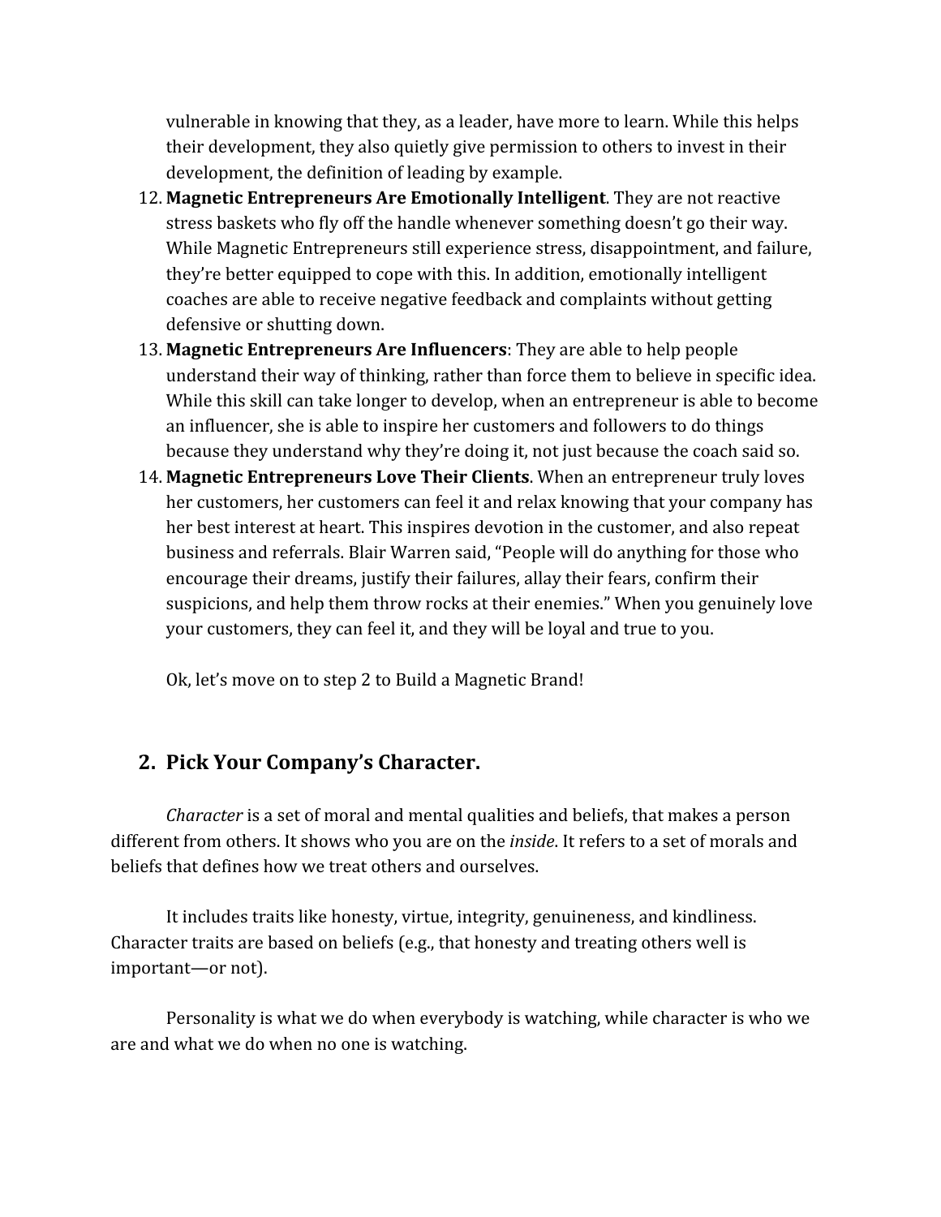vulnerable in knowing that they, as a leader, have more to learn. While this helps their development, they also quietly give permission to others to invest in their development, the definition of leading by example.

12. **Magnetic Entrepreneurs Are Emotionally Intelligent**. They are not reactive stress baskets who fly off the handle whenever something doesn't go their way. While Magnetic Entrepreneurs still experience stress, disappointment, and failure, they're better equipped to cope with this. In addition, emotionally intelligent coaches are able to receive negative feedback and complaints without getting defensive or shutting down.
13. **Magnetic Entrepreneurs Are Influencers**: They are able to help people understand their way of thinking, rather than force them to believe in specific idea. While this skill can take longer to develop, when an entrepreneur is able to become an influencer, she is able to inspire her customers and followers to do things because they understand why they're doing it, not just because the coach said so.
14. **Magnetic Entrepreneurs Love Their Clients**. When an entrepreneur truly loves her customers, her customers can feel it and relax knowing that your company has her best interest at heart. This inspires devotion in the customer, and also repeat business and referrals. Blair Warren said, "People will do anything for those who encourage their dreams, justify their failures, allay their fears, confirm their suspicions, and help them throw rocks at their enemies." When you genuinely love your customers, they can feel it, and they will be loyal and true to you.

Ok, let's move on to step 2 to Build a Magnetic Brand!

## 2. Pick Your Company's Character.

*Character* is a set of moral and mental qualities and beliefs, that makes a person different from others. It shows who you are on the *inside.* It refers to a set of morals and beliefs that defines how we treat others and ourselves.

It includes traits like honesty, virtue, integrity, genuineness, and kindliness. Character traits are based on beliefs (e.g., that honesty and treating others well is important—or not).

Personality is what we do when everybody is watching, while character is who we are and what we do when no one is watching.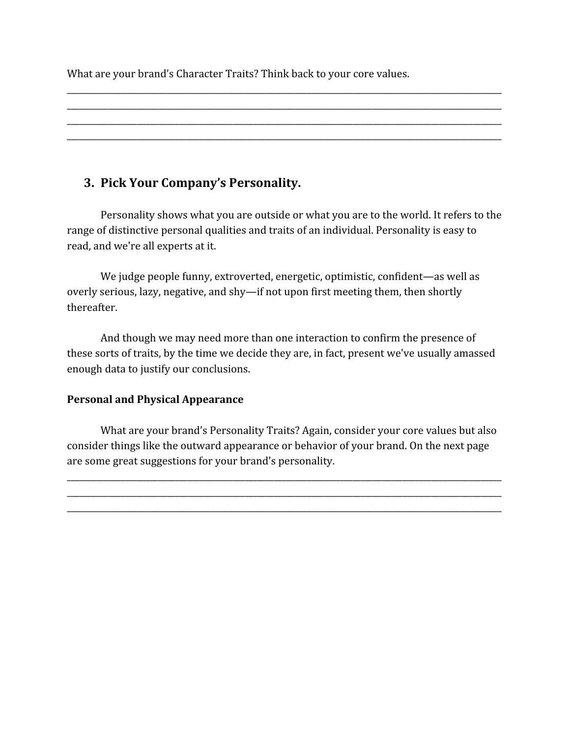What are your brand's Character Traits? Think back to your core values.

______________________________________________________________________________________________
______________________________________________________________________________________________
______________________________________________________________________________________________
______________________________________________________________________________________________

## 3. Pick Your Company's Personality.

Personality shows what you are outside or what you are to the world. It refers to the range of distinctive personal qualities and traits of an individual. Personality is easy to read, and we're all experts at it.

We judge people funny, extroverted, energetic, optimistic, confident—as well as overly serious, lazy, negative, and shy—if not upon first meeting them, then shortly thereafter.

And though we may need more than one interaction to confirm the presence of these sorts of traits, by the time we decide they are, in fact, present we've usually amassed enough data to justify our conclusions.

**Personal and Physical Appearance**

What are your brand's Personality Traits? Again, consider your core values but also consider things like the outward appearance or behavior of your brand. On the next page are some great suggestions for your brand's personality.

______________________________________________________________________________________________
______________________________________________________________________________________________
______________________________________________________________________________________________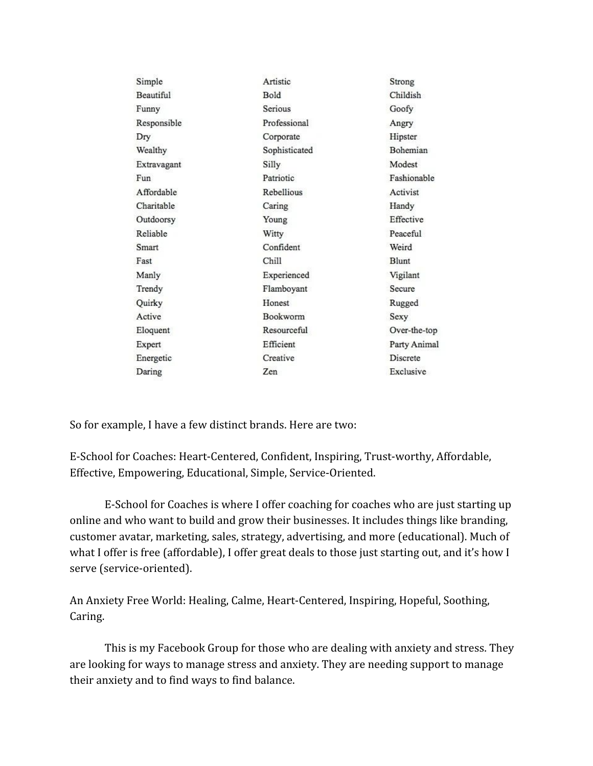| | | |
|---|---|---|
| Simple | Artistic | Strong |
| Beautiful | Bold | Childish |
| Funny | Serious | Goofy |
| Responsible | Professional | Angry |
| Dry | Corporate | Hipster |
| Wealthy | Sophisticated | Bohemian |
| Extravagant | Silly | Modest |
| Fun | Patriotic | Fashionable |
| Affordable | Rebellious | Activist |
| Charitable | Caring | Handy |
| Outdoorsy | Young | Effective |
| Reliable | Witty | Peaceful |
| Smart | Confident | Weird |
| Fast | Chill | Blunt |
| Manly | Experienced | Vigilant |
| Trendy | Flamboyant | Secure |
| Quirky | Honest | Rugged |
| Active | Bookworm | Sexy |
| Eloquent | Resourceful | Over-the-top |
| Expert | Efficient | Party Animal |
| Energetic | Creative | Discrete |
| Daring | Zen | Exclusive |

So for example, I have a few distinct brands. Here are two:

E-School for Coaches: Heart-Centered, Confident, Inspiring, Trust-worthy, Affordable, Effective, Empowering, Educational, Simple, Service-Oriented.

E-School for Coaches is where I offer coaching for coaches who are just starting up online and who want to build and grow their businesses. It includes things like branding, customer avatar, marketing, sales, strategy, advertising, and more (educational). Much of what I offer is free (affordable), I offer great deals to those just starting out, and it's how I serve (service-oriented).

An Anxiety Free World: Healing, Calme, Heart-Centered, Inspiring, Hopeful, Soothing, Caring.

This is my Facebook Group for those who are dealing with anxiety and stress. They are looking for ways to manage stress and anxiety. They are needing support to manage their anxiety and to find ways to find balance.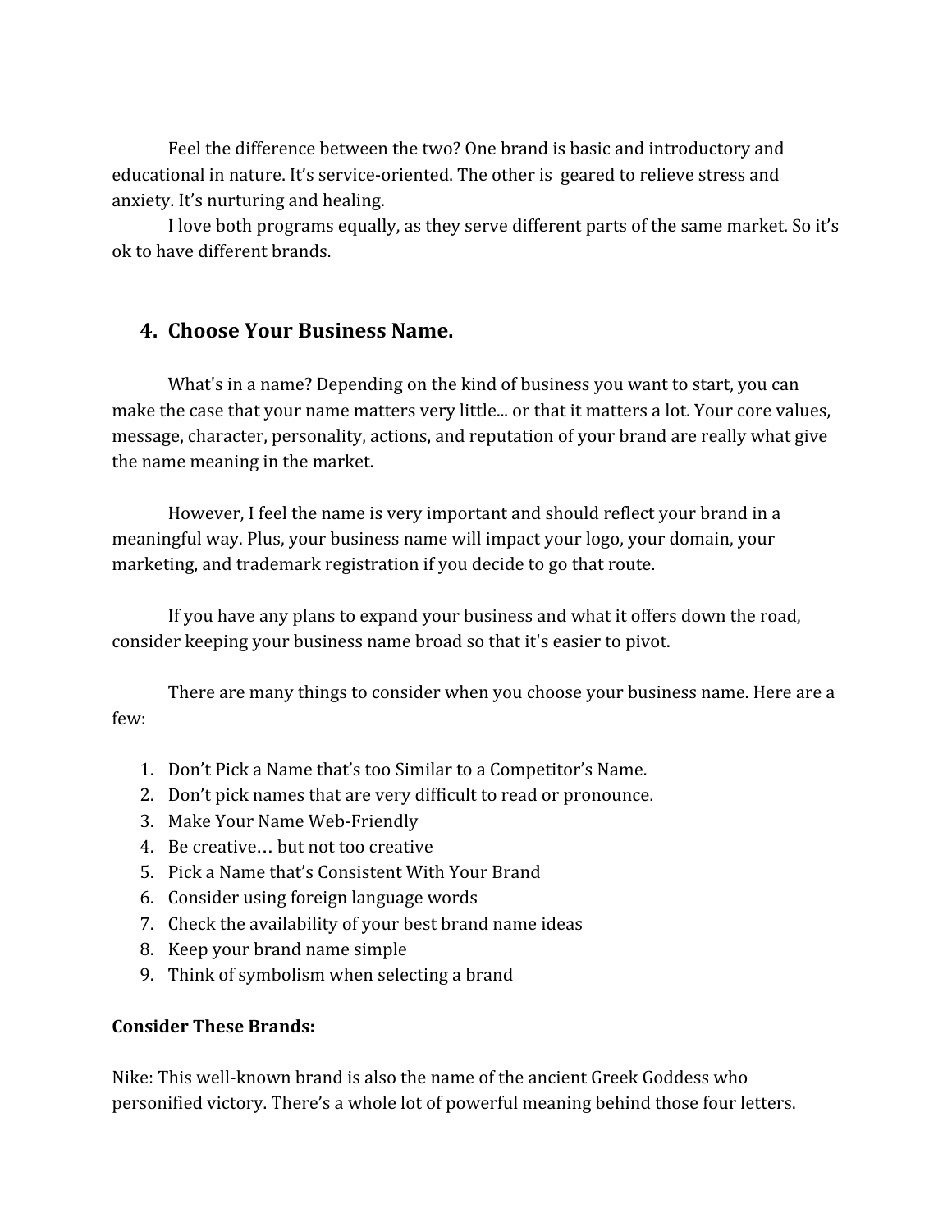Feel the difference between the two? One brand is basic and introductory and educational in nature. It's service-oriented. The other is geared to relieve stress and anxiety. It's nurturing and healing.

I love both programs equally, as they serve different parts of the same market. So it's ok to have different brands.

## 4. Choose Your Business Name.

What's in a name? Depending on the kind of business you want to start, you can make the case that your name matters very little... or that it matters a lot. Your core values, message, character, personality, actions, and reputation of your brand are really what give the name meaning in the market.

However, I feel the name is very important and should reflect your brand in a meaningful way. Plus, your business name will impact your logo, your domain, your marketing, and trademark registration if you decide to go that route.

If you have any plans to expand your business and what it offers down the road, consider keeping your business name broad so that it's easier to pivot.

There are many things to consider when you choose your business name. Here are a few:

1. Don't Pick a Name that's too Similar to a Competitor's Name.
2. Don't pick names that are very difficult to read or pronounce.
3. Make Your Name Web-Friendly
4. Be creative… but not too creative
5. Pick a Name that's Consistent With Your Brand
6. Consider using foreign language words
7. Check the availability of your best brand name ideas
8. Keep your brand name simple
9. Think of symbolism when selecting a brand

**Consider These Brands:**

Nike: This well-known brand is also the name of the ancient Greek Goddess who personified victory. There's a whole lot of powerful meaning behind those four letters.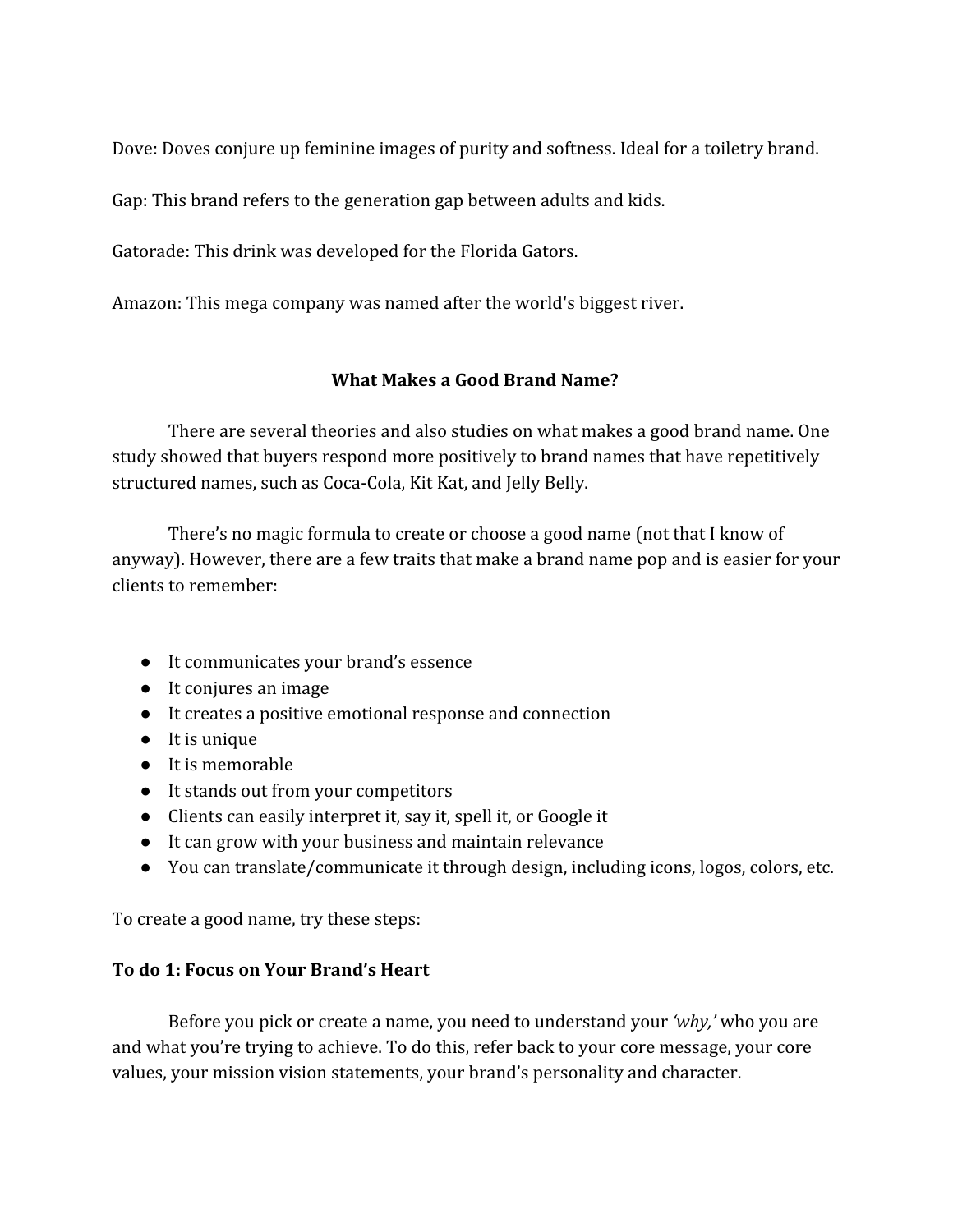Dove: Doves conjure up feminine images of purity and softness. Ideal for a toiletry brand.

Gap: This brand refers to the generation gap between adults and kids.

Gatorade: This drink was developed for the Florida Gators.

Amazon: This mega company was named after the world's biggest river.

## What Makes a Good Brand Name?

There are several theories and also studies on what makes a good brand name. One study showed that buyers respond more positively to brand names that have repetitively structured names, such as Coca-Cola, Kit Kat, and Jelly Belly.

There's no magic formula to create or choose a good name (not that I know of anyway). However, there are a few traits that make a brand name pop and is easier for your clients to remember:

- It communicates your brand's essence
- It conjures an image
- It creates a positive emotional response and connection
- It is unique
- It is memorable
- It stands out from your competitors
- Clients can easily interpret it, say it, spell it, or Google it
- It can grow with your business and maintain relevance
- You can translate/communicate it through design, including icons, logos, colors, etc.

To create a good name, try these steps:

### To do 1: Focus on Your Brand's Heart

Before you pick or create a name, you need to understand your *'why,'* who you are and what you're trying to achieve. To do this, refer back to your core message, your core values, your mission vision statements, your brand's personality and character.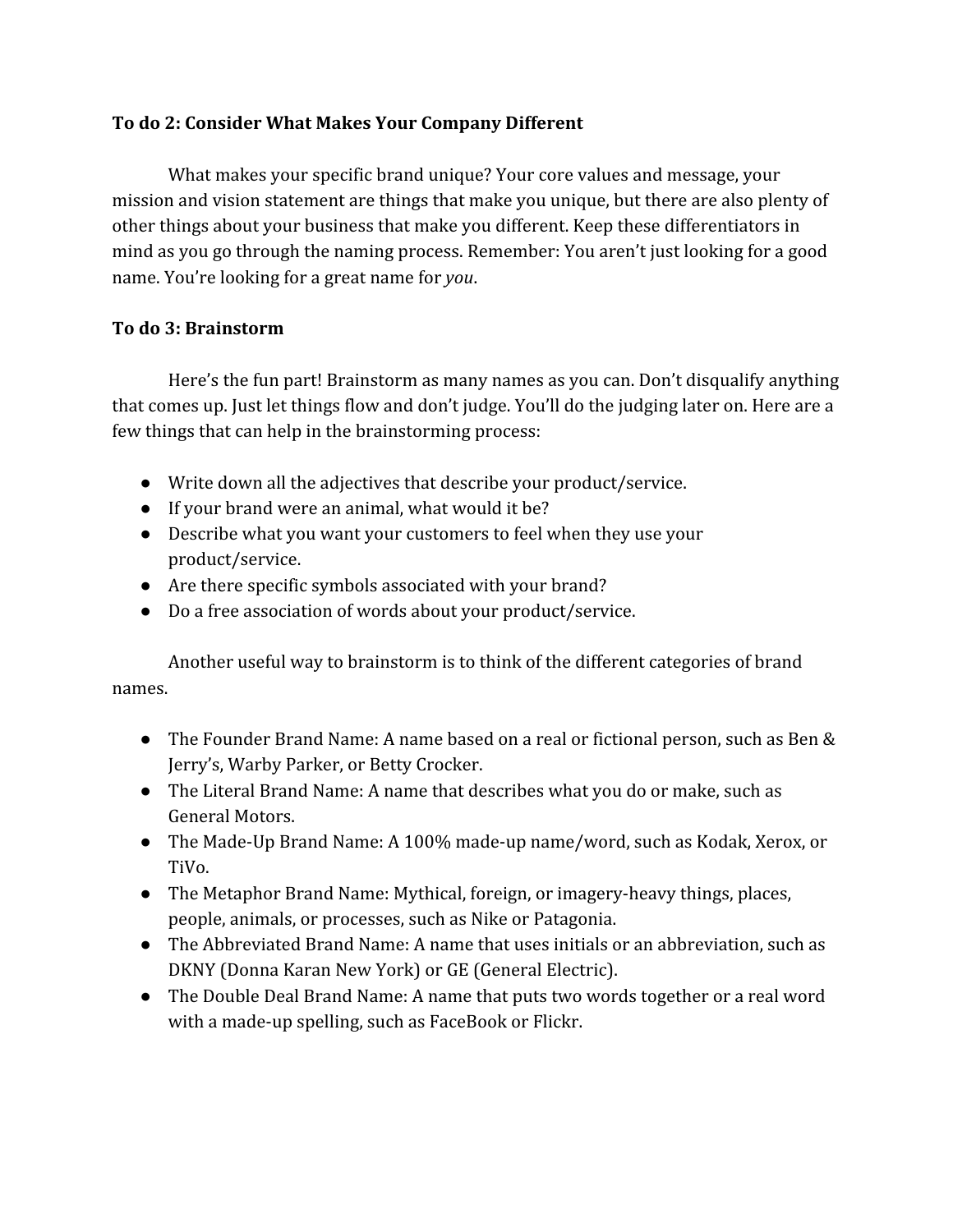**To do 2: Consider What Makes Your Company Different**

What makes your specific brand unique? Your core values and message, your mission and vision statement are things that make you unique, but there are also plenty of other things about your business that make you different. Keep these differentiators in mind as you go through the naming process. Remember: You aren't just looking for a good name. You're looking for a great name for *you*.

**To do 3: Brainstorm**

Here's the fun part! Brainstorm as many names as you can. Don't disqualify anything that comes up. Just let things flow and don't judge. You'll do the judging later on. Here are a few things that can help in the brainstorming process:

- Write down all the adjectives that describe your product/service.
- If your brand were an animal, what would it be?
- Describe what you want your customers to feel when they use your product/service.
- Are there specific symbols associated with your brand?
- Do a free association of words about your product/service.

Another useful way to brainstorm is to think of the different categories of brand names.

- The Founder Brand Name: A name based on a real or fictional person, such as Ben & Jerry's, Warby Parker, or Betty Crocker.
- The Literal Brand Name: A name that describes what you do or make, such as General Motors.
- The Made-Up Brand Name: A 100% made-up name/word, such as Kodak, Xerox, or TiVo.
- The Metaphor Brand Name: Mythical, foreign, or imagery-heavy things, places, people, animals, or processes, such as Nike or Patagonia.
- The Abbreviated Brand Name: A name that uses initials or an abbreviation, such as DKNY (Donna Karan New York) or GE (General Electric).
- The Double Deal Brand Name: A name that puts two words together or a real word with a made-up spelling, such as FaceBook or Flickr.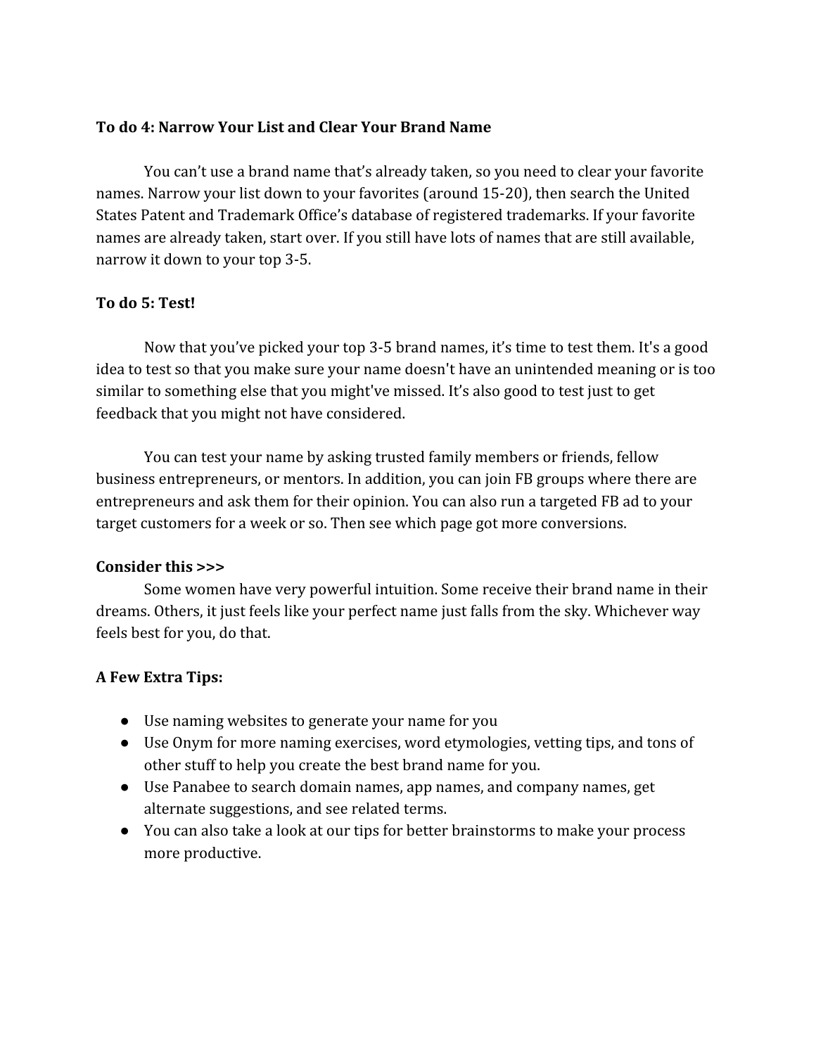**To do 4: Narrow Your List and Clear Your Brand Name**

You can't use a brand name that's already taken, so you need to clear your favorite names. Narrow your list down to your favorites (around 15-20), then search the United States Patent and Trademark Office's database of registered trademarks. If your favorite names are already taken, start over. If you still have lots of names that are still available, narrow it down to your top 3-5.

**To do 5: Test!**

Now that you've picked your top 3-5 brand names, it's time to test them. It's a good idea to test so that you make sure your name doesn't have an unintended meaning or is too similar to something else that you might've missed. It's also good to test just to get feedback that you might not have considered.

You can test your name by asking trusted family members or friends, fellow business entrepreneurs, or mentors. In addition, you can join FB groups where there are entrepreneurs and ask them for their opinion. You can also run a targeted FB ad to your target customers for a week or so. Then see which page got more conversions.

**Consider this >>>**

Some women have very powerful intuition. Some receive their brand name in their dreams. Others, it just feels like your perfect name just falls from the sky. Whichever way feels best for you, do that.

**A Few Extra Tips:**

- Use naming websites to generate your name for you
- Use Onym for more naming exercises, word etymologies, vetting tips, and tons of other stuff to help you create the best brand name for you.
- Use Panabee to search domain names, app names, and company names, get alternate suggestions, and see related terms.
- You can also take a look at our tips for better brainstorms to make your process more productive.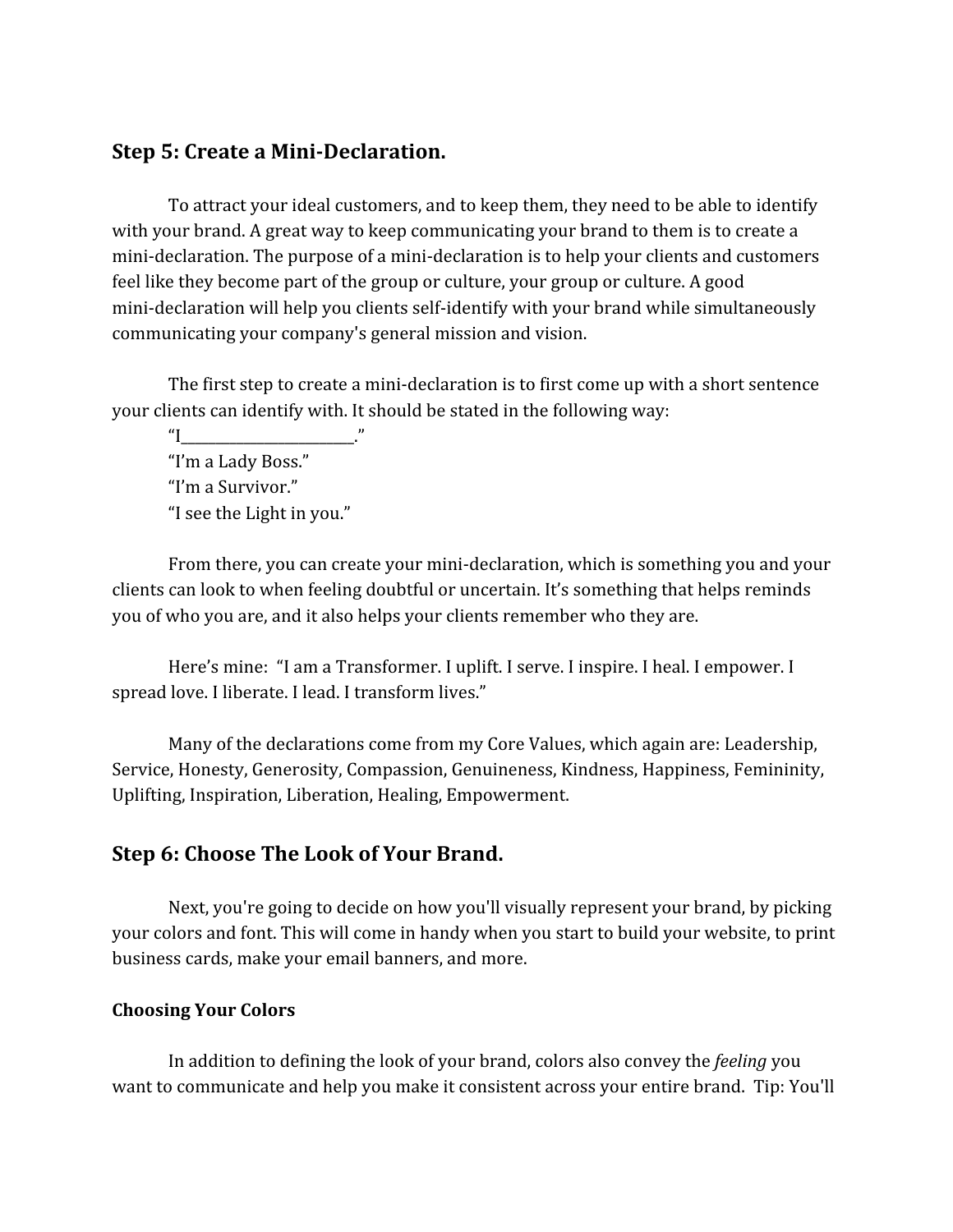## Step 5: Create a Mini-Declaration.

To attract your ideal customers, and to keep them, they need to be able to identify with your brand. A great way to keep communicating your brand to them is to create a mini-declaration. The purpose of a mini-declaration is to help your clients and customers feel like they become part of the group or culture, your group or culture. A good mini-declaration will help you clients self-identify with your brand while simultaneously communicating your company's general mission and vision.

The first step to create a mini-declaration is to first come up with a short sentence your clients can identify with. It should be stated in the following way:

“I________________________.”
“I’m a Lady Boss.”
“I’m a Survivor.”
“I see the Light in you.”

From there, you can create your mini-declaration, which is something you and your clients can look to when feeling doubtful or uncertain. It’s something that helps reminds you of who you are, and it also helps your clients remember who they are.

Here’s mine: “I am a Transformer. I uplift. I serve. I inspire. I heal. I empower. I spread love. I liberate. I lead. I transform lives.”

Many of the declarations come from my Core Values, which again are: Leadership, Service, Honesty, Generosity, Compassion, Genuineness, Kindness, Happiness, Femininity, Uplifting, Inspiration, Liberation, Healing, Empowerment.

## Step 6: Choose The Look of Your Brand.

Next, you're going to decide on how you'll visually represent your brand, by picking your colors and font. This will come in handy when you start to build your website, to print business cards, make your email banners, and more.

### Choosing Your Colors

In addition to defining the look of your brand, colors also convey the *feeling* you want to communicate and help you make it consistent across your entire brand. Tip: You'll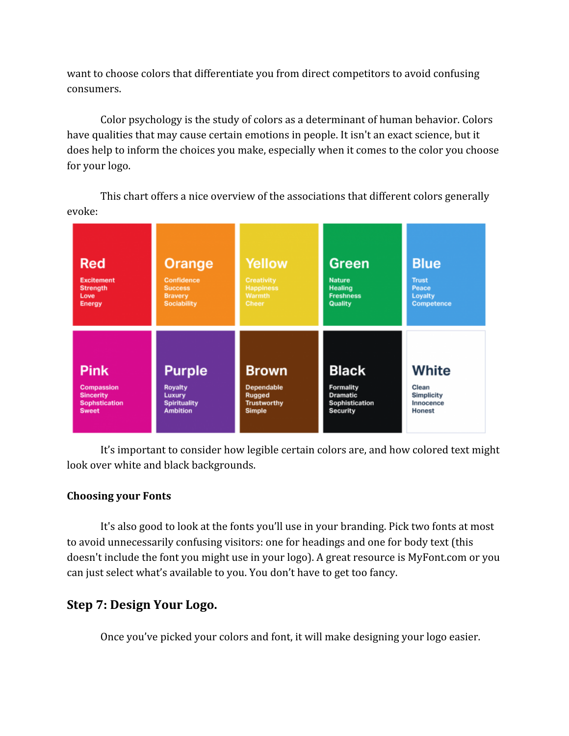want to choose colors that differentiate you from direct competitors to avoid confusing consumers.

Color psychology is the study of colors as a determinant of human behavior. Colors have qualities that may cause certain emotions in people. It isn't an exact science, but it does help to inform the choices you make, especially when it comes to the color you choose for your logo.

This chart offers a nice overview of the associations that different colors generally evoke:

| Red | Orange | Yellow | Green | Blue |
|---|---|---|---|---|
| Excitement | Confidence | Creativity | Nature | Trust |
| Strength | Success | Happiness | Healing | Peace |
| Love | Bravery | Warmth | Freshness | Loyalty |
| Energy | Sociability | Cheer | Quality | Competence |

| Pink | Purple | Brown | Black | White |
|---|---|---|---|---|
| Compassion | Royalty | Dependable | Formality | Clean |
| Sincerity | Luxury | Rugged | Dramatic | Simplicity |
| Sophstication | Spirituality | Trustworthy | Sophistication | Innocence |
| Sweet | Ambition | Simple | Security | Honest |

It's important to consider how legible certain colors are, and how colored text might look over white and black backgrounds.

**Choosing your Fonts**

It's also good to look at the fonts you'll use in your branding. Pick two fonts at most to avoid unnecessarily confusing visitors: one for headings and one for body text (this doesn't include the font you might use in your logo). A great resource is MyFont.com or you can just select what's available to you. You don't have to get too fancy.

## Step 7: Design Your Logo.

Once you've picked your colors and font, it will make designing your logo easier.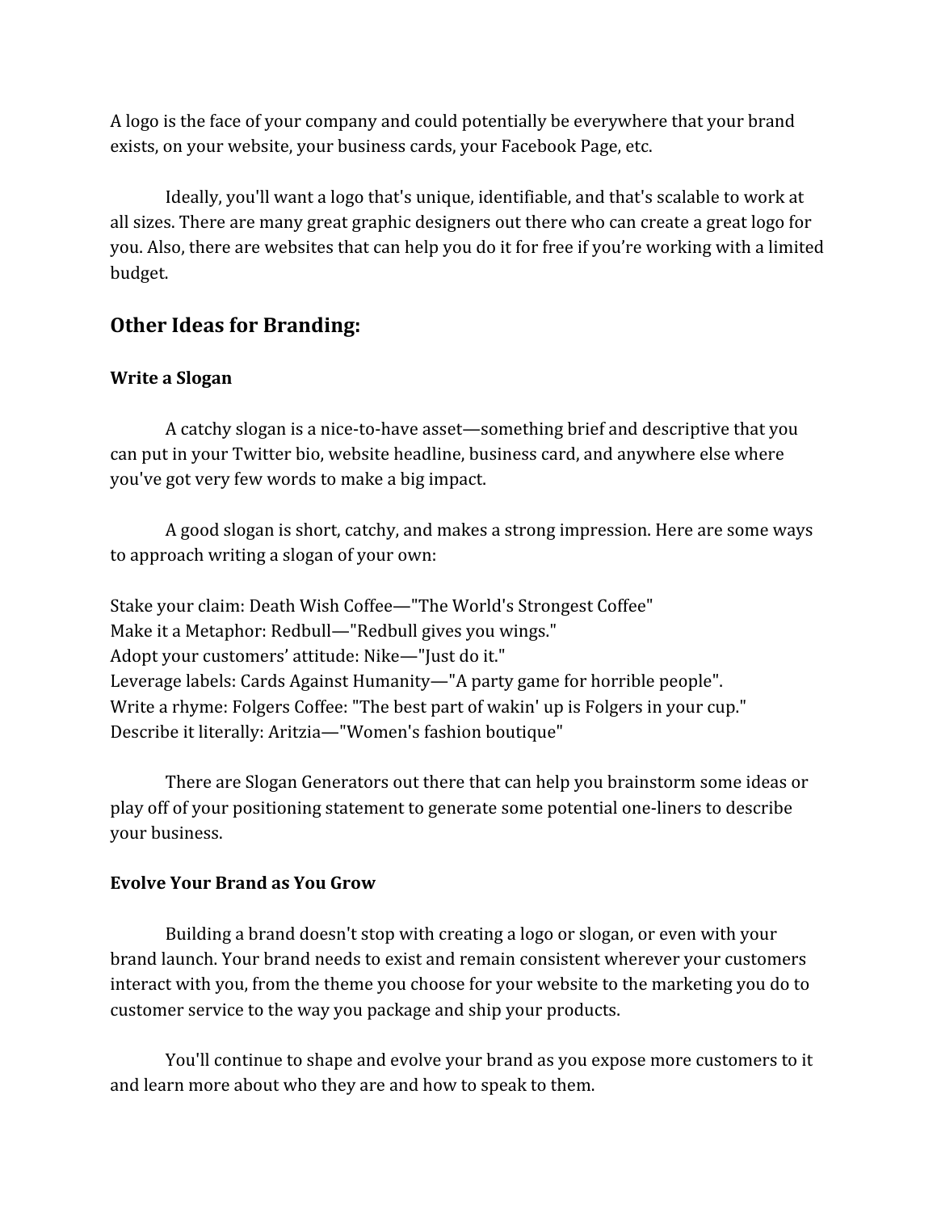A logo is the face of your company and could potentially be everywhere that your brand exists, on your website, your business cards, your Facebook Page, etc.

Ideally, you'll want a logo that's unique, identifiable, and that's scalable to work at all sizes. There are many great graphic designers out there who can create a great logo for you. Also, there are websites that can help you do it for free if you're working with a limited budget.

## Other Ideas for Branding:

### Write a Slogan

A catchy slogan is a nice-to-have asset—something brief and descriptive that you can put in your Twitter bio, website headline, business card, and anywhere else where you've got very few words to make a big impact.

A good slogan is short, catchy, and makes a strong impression. Here are some ways to approach writing a slogan of your own:

Stake your claim: Death Wish Coffee—"The World's Strongest Coffee"
Make it a Metaphor: Redbull—"Redbull gives you wings."
Adopt your customers' attitude: Nike—"Just do it."
Leverage labels: Cards Against Humanity—"A party game for horrible people".
Write a rhyme: Folgers Coffee: "The best part of wakin' up is Folgers in your cup."
Describe it literally: Aritzia—"Women's fashion boutique"

There are Slogan Generators out there that can help you brainstorm some ideas or play off of your positioning statement to generate some potential one-liners to describe your business.

### Evolve Your Brand as You Grow

Building a brand doesn't stop with creating a logo or slogan, or even with your brand launch. Your brand needs to exist and remain consistent wherever your customers interact with you, from the theme you choose for your website to the marketing you do to customer service to the way you package and ship your products.

You'll continue to shape and evolve your brand as you expose more customers to it and learn more about who they are and how to speak to them.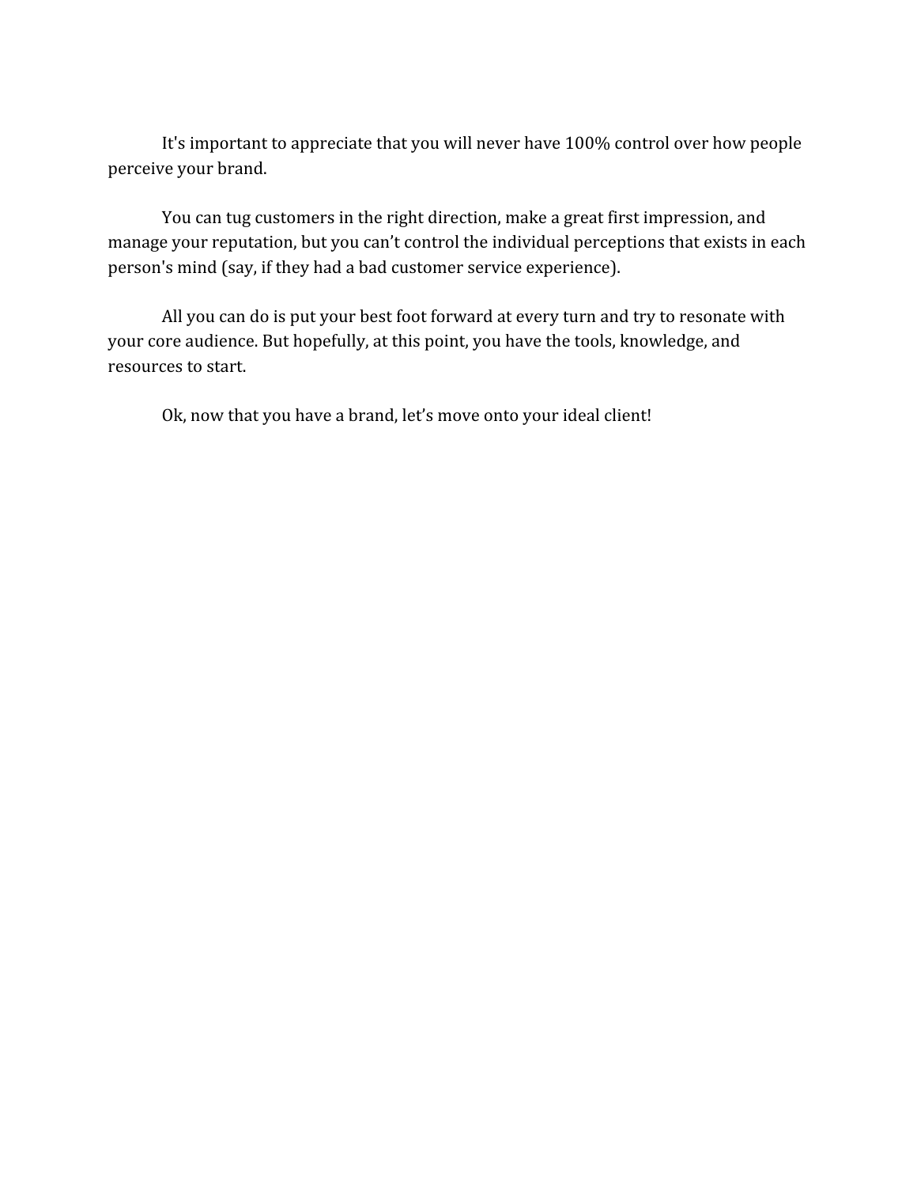It's important to appreciate that you will never have 100% control over how people perceive your brand.

You can tug customers in the right direction, make a great first impression, and manage your reputation, but you can't control the individual perceptions that exists in each person's mind (say, if they had a bad customer service experience).

All you can do is put your best foot forward at every turn and try to resonate with your core audience. But hopefully, at this point, you have the tools, knowledge, and resources to start.

Ok, now that you have a brand, let's move onto your ideal client!